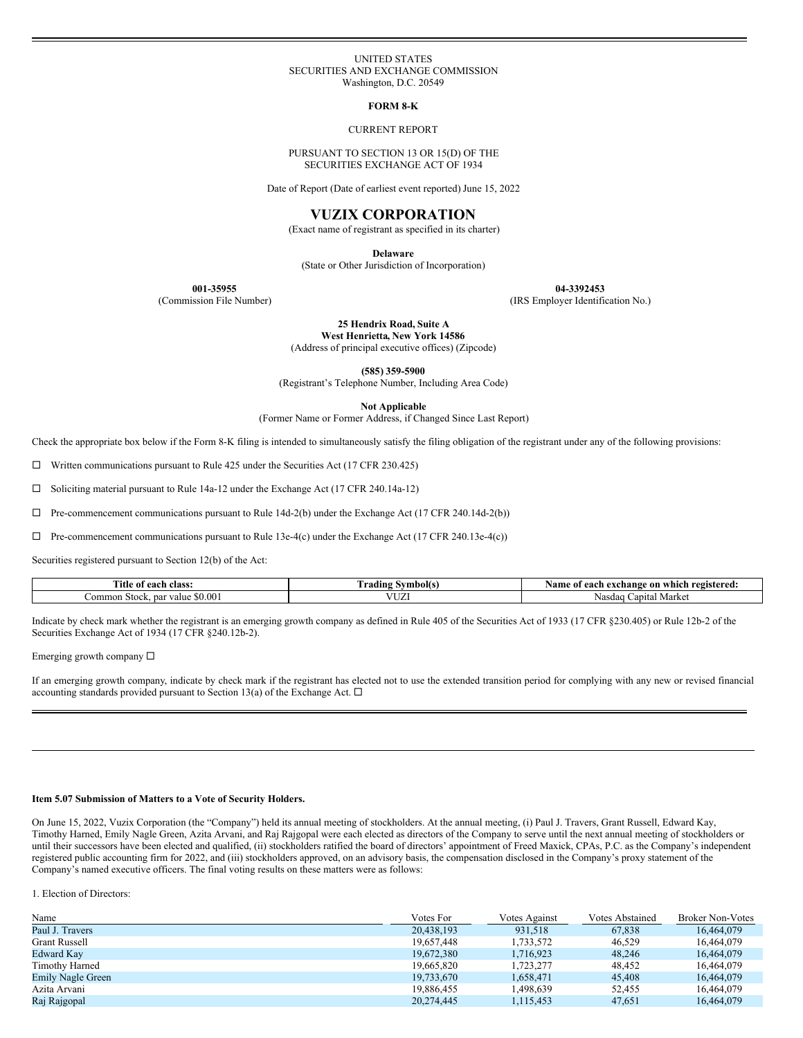UNITED STATES
SECURITIES AND EXCHANGE COMMISSION
Washington, D.C. 20549

**FORM 8-K**

CURRENT REPORT

PURSUANT TO SECTION 13 OR 15(D) OF THE
SECURITIES EXCHANGE ACT OF 1934

Date of Report (Date of earliest event reported) June 15, 2022

# VUZIX CORPORATION

(Exact name of registrant as specified in its charter)

**Delaware**
(State or Other Jurisdiction of Incorporation)

**001-35955**
(Commission File Number)

**04-3392453**
(IRS Employer Identification No.)

**25 Hendrix Road, Suite A**
**West Henrietta, New York 14586**
(Address of principal executive offices) (Zipcode)

**(585) 359-5900**
(Registrant's Telephone Number, Including Area Code)

**Not Applicable**
(Former Name or Former Address, if Changed Since Last Report)

Check the appropriate box below if the Form 8-K filing is intended to simultaneously satisfy the filing obligation of the registrant under any of the following provisions:

☐ Written communications pursuant to Rule 425 under the Securities Act (17 CFR 230.425)

☐ Soliciting material pursuant to Rule 14a-12 under the Exchange Act (17 CFR 240.14a-12)

☐ Pre-commencement communications pursuant to Rule 14d-2(b) under the Exchange Act (17 CFR 240.14d-2(b))

☐ Pre-commencement communications pursuant to Rule 13e-4(c) under the Exchange Act (17 CFR 240.13e-4(c))

Securities registered pursuant to Section 12(b) of the Act:

| Title of each class: | Trading Symbol(s) | Name of each exchange on which registered: |
|---|---|---|
| Common Stock, par value $0.001 | VUZI | Nasdaq Capital Market |

Indicate by check mark whether the registrant is an emerging growth company as defined in Rule 405 of the Securities Act of 1933 (17 CFR §230.405) or Rule 12b-2 of the Securities Exchange Act of 1934 (17 CFR §240.12b-2).

Emerging growth company ☐

If an emerging growth company, indicate by check mark if the registrant has elected not to use the extended transition period for complying with any new or revised financial accounting standards provided pursuant to Section 13(a) of the Exchange Act. ☐

**Item 5.07 Submission of Matters to a Vote of Security Holders.**

On June 15, 2022, Vuzix Corporation (the "Company") held its annual meeting of stockholders. At the annual meeting, (i) Paul J. Travers, Grant Russell, Edward Kay, Timothy Harned, Emily Nagle Green, Azita Arvani, and Raj Rajgopal were each elected as directors of the Company to serve until the next annual meeting of stockholders or until their successors have been elected and qualified, (ii) stockholders ratified the board of directors' appointment of Freed Maxick, CPAs, P.C. as the Company's independent registered public accounting firm for 2022, and (iii) stockholders approved, on an advisory basis, the compensation disclosed in the Company's proxy statement of the Company's named executive officers. The final voting results on these matters were as follows:

1. Election of Directors:

| Name | Votes For | Votes Against | Votes Abstained | Broker Non-Votes |
|---|---|---|---|---|
| Paul J. Travers | 20,438,193 | 931,518 | 67,838 | 16,464,079 |
| Grant Russell | 19,657,448 | 1,733,572 | 46,529 | 16,464,079 |
| Edward Kay | 19,672,380 | 1,716,923 | 48,246 | 16,464,079 |
| Timothy Harned | 19,665,820 | 1,723,277 | 48,452 | 16,464,079 |
| Emily Nagle Green | 19,733,670 | 1,658,471 | 45,408 | 16,464,079 |
| Azita Arvani | 19,886,455 | 1,498,639 | 52,455 | 16,464,079 |
| Raj Rajgopal | 20,274,445 | 1,115,453 | 47,651 | 16,464,079 |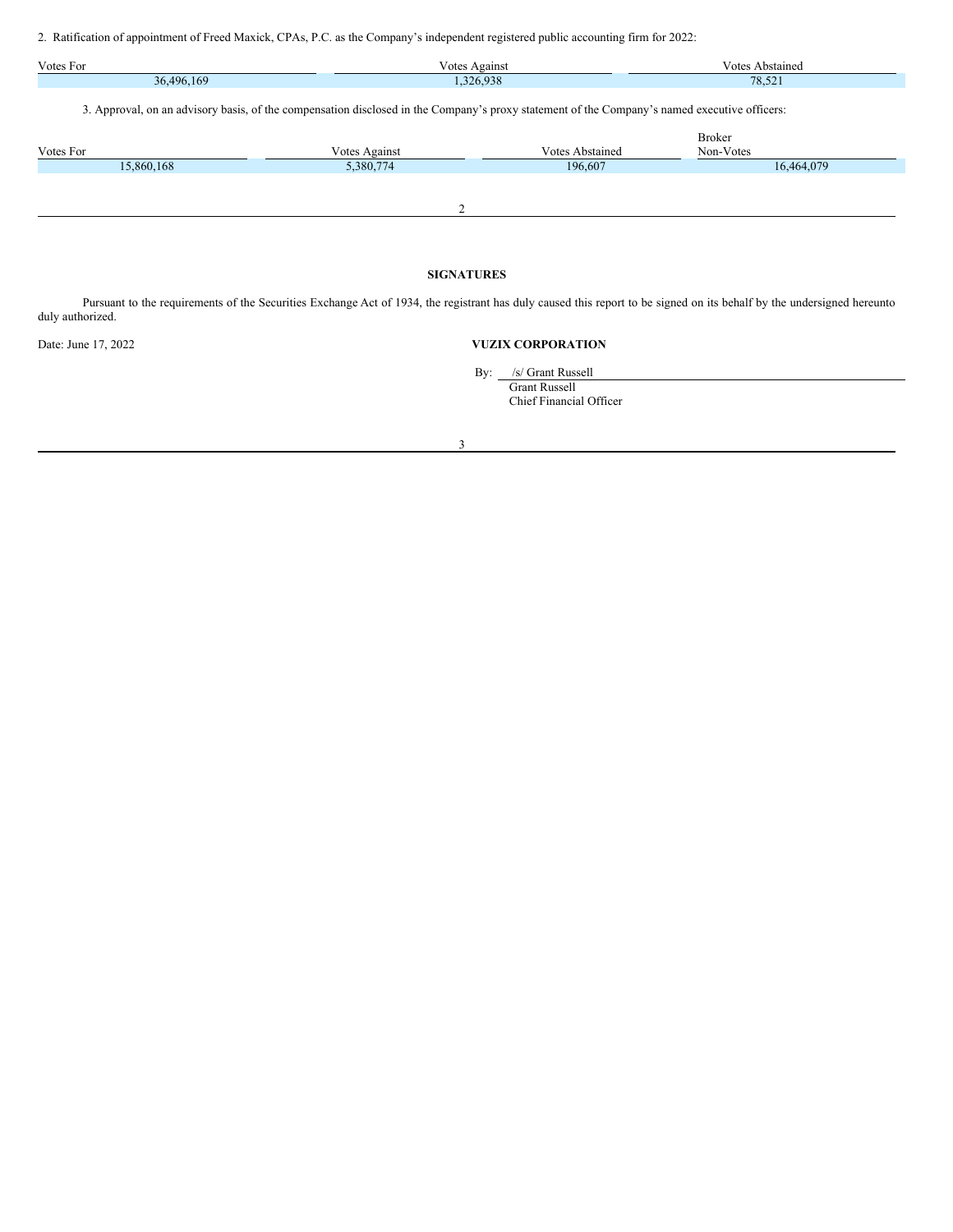2. Ratification of appointment of Freed Maxick, CPAs, P.C. as the Company's independent registered public accounting firm for 2022:

| Votes For | Votes Against | Votes Abstained |
| --- | --- | --- |
| 36,496,169 | 1,326,938 | 78,521 |

3. Approval, on an advisory basis, of the compensation disclosed in the Company's proxy statement of the Company's named executive officers:

| Votes For | Votes Against | Votes Abstained | Broker Non-Votes |
| --- | --- | --- | --- |
| 15,860,168 | 5,380,774 | 196,607 | 16,464,079 |

**SIGNATURES**

Pursuant to the requirements of the Securities Exchange Act of 1934, the registrant has duly caused this report to be signed on its behalf by the undersigned hereunto duly authorized.

Date: June 17, 2022

**VUZIX CORPORATION**

By: /s/ Grant Russell
Grant Russell
Chief Financial Officer